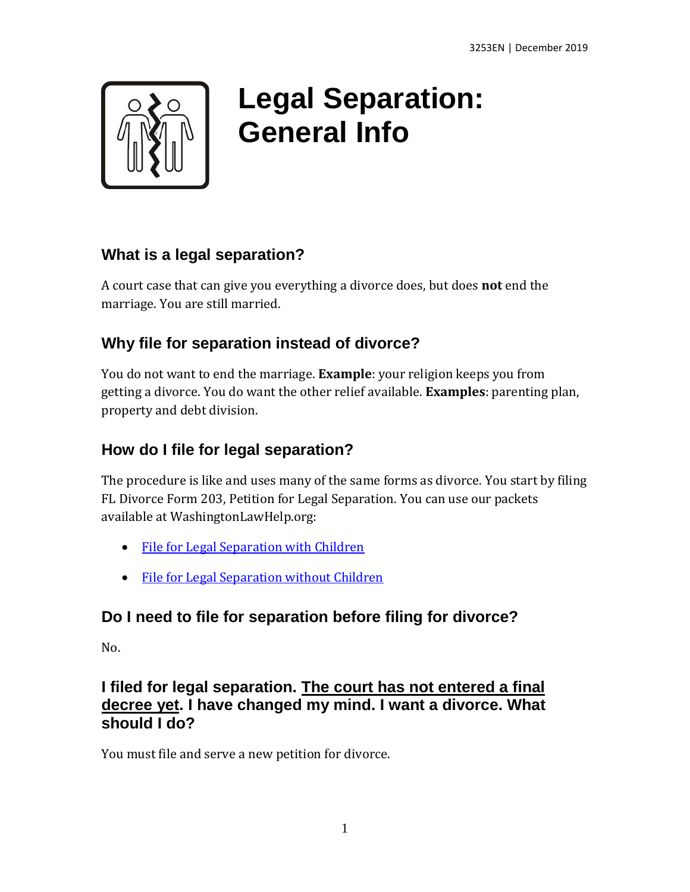# Legal Separation: General Info

## What is a legal separation?

A court case that can give you everything a divorce does, but does **not** end the marriage. You are still married.

## Why file for separation instead of divorce?

You do not want to end the marriage. **Example**: your religion keeps you from getting a divorce. You do want the other relief available. **Examples**: parenting plan, property and debt division.

## How do I file for legal separation?

The procedure is like and uses many of the same forms as divorce. You start by filing FL Divorce Form 203, Petition for Legal Separation. You can use our packets available at WashingtonLawHelp.org:

- File for Legal Separation with Children
- File for Legal Separation without Children

## Do I need to file for separation before filing for divorce?

No.

## I filed for legal separation. The court has not entered a final decree yet. I have changed my mind. I want a divorce. What should I do?

You must file and serve a new petition for divorce.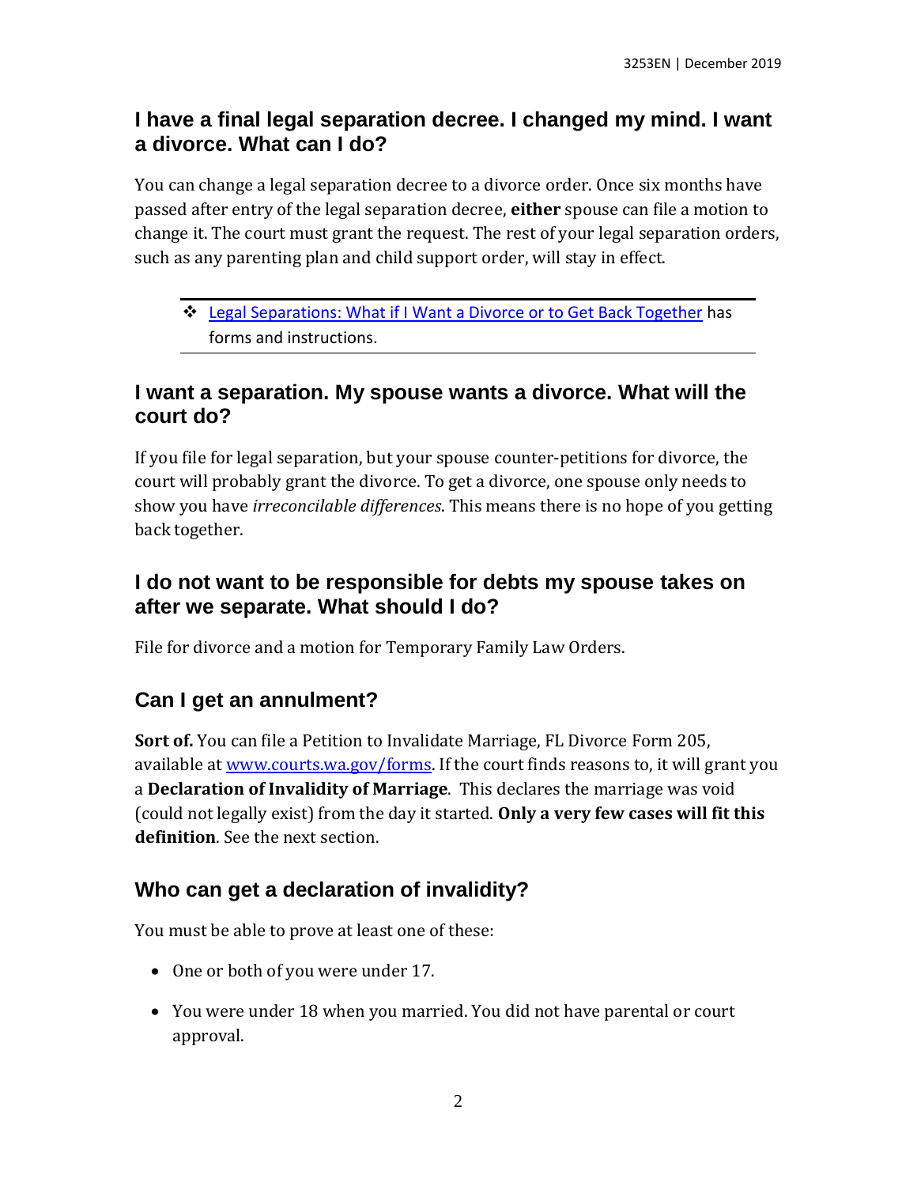## I have a final legal separation decree. I changed my mind. I want a divorce. What can I do?

You can change a legal separation decree to a divorce order. Once six months have passed after entry of the legal separation decree, **either** spouse can file a motion to change it. The court must grant the request. The rest of your legal separation orders, such as any parenting plan and child support order, will stay in effect.

- [Legal Separations: What if I Want a Divorce or to Get Back Together]() has forms and instructions.

## I want a separation. My spouse wants a divorce. What will the court do?

If you file for legal separation, but your spouse counter-petitions for divorce, the court will probably grant the divorce. To get a divorce, one spouse only needs to show you have *irreconcilable differences*. This means there is no hope of you getting back together.

## I do not want to be responsible for debts my spouse takes on after we separate. What should I do?

File for divorce and a motion for Temporary Family Law Orders.

## Can I get an annulment?

**Sort of.** You can file a Petition to Invalidate Marriage, FL Divorce Form 205, available at [www.courts.wa.gov/forms](www.courts.wa.gov/forms). If the court finds reasons to, it will grant you a **Declaration of Invalidity of Marriage**. This declares the marriage was void (could not legally exist) from the day it started. **Only a very few cases will fit this definition**. See the next section.

## Who can get a declaration of invalidity?

You must be able to prove at least one of these:

- One or both of you were under 17.
- You were under 18 when you married. You did not have parental or court approval.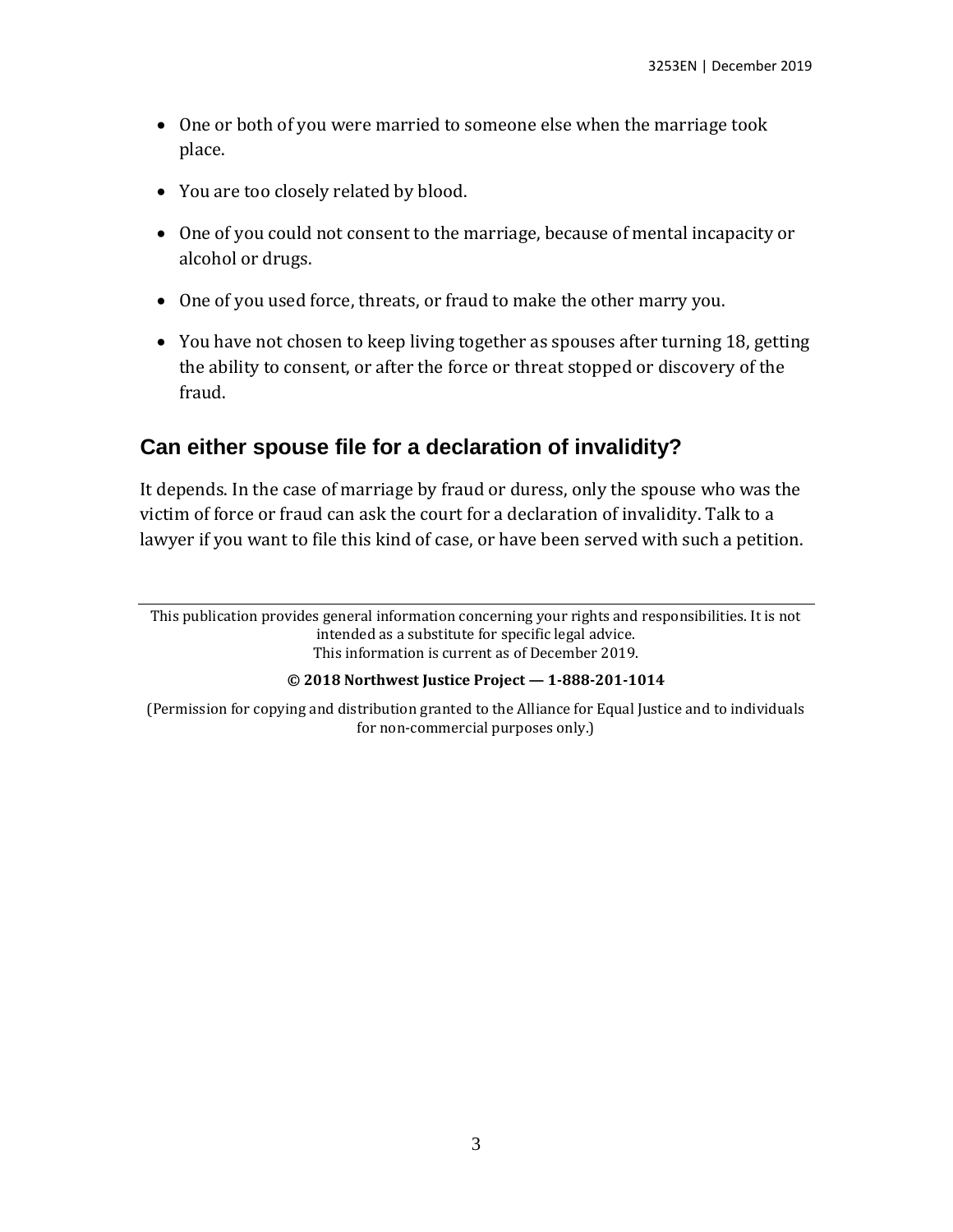- One or both of you were married to someone else when the marriage took place.
- You are too closely related by blood.
- One of you could not consent to the marriage, because of mental incapacity or alcohol or drugs.
- One of you used force, threats, or fraud to make the other marry you.
- You have not chosen to keep living together as spouses after turning 18, getting the ability to consent, or after the force or threat stopped or discovery of the fraud.

## Can either spouse file for a declaration of invalidity?

It depends. In the case of marriage by fraud or duress, only the spouse who was the victim of force or fraud can ask the court for a declaration of invalidity. Talk to a lawyer if you want to file this kind of case, or have been served with such a petition.

---

This publication provides general information concerning your rights and responsibilities. It is not intended as a substitute for specific legal advice.
This information is current as of December 2019.

**© 2018 Northwest Justice Project — 1-888-201-1014**

(Permission for copying and distribution granted to the Alliance for Equal Justice and to individuals for non-commercial purposes only.)